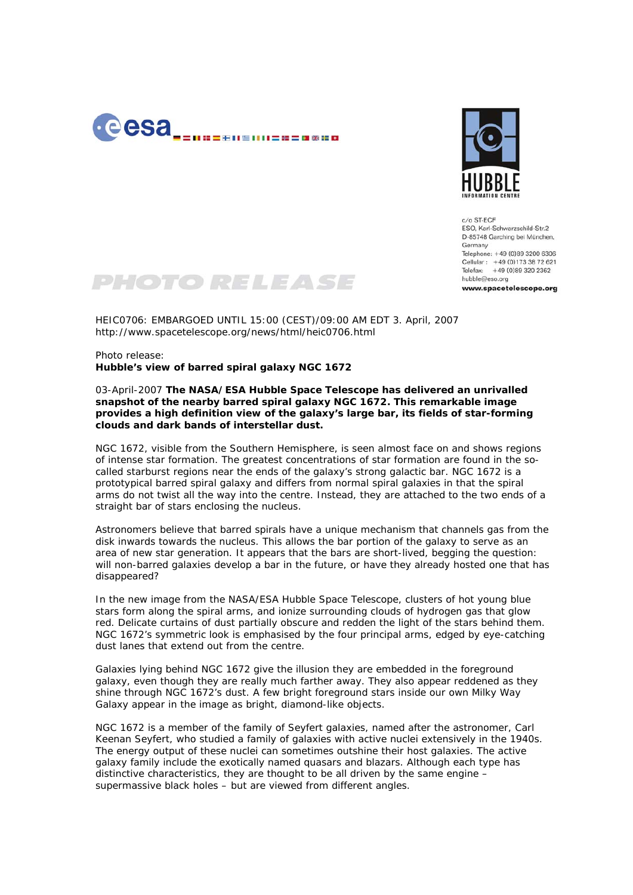c/o ST-ECF
ESO, Karl-Schwarzschild-Str.2
D-85748 Garching bei München,
Germany
Telephone: +49 (0)89 3200 6306
Cellular: +49 (0)173 38 72 621
Telefax: +49 (0)89 320 2362
hubble@eso.org
**www.spacetelescope.org**

PHOTO RELEASE

HEIC0706: EMBARGOED UNTIL 15:00 (CEST)/09:00 AM EDT 3. April, 2007
http://www.spacetelescope.org/news/html/heic0706.html

Photo release:
**Hubble's view of barred spiral galaxy NGC 1672**

03-April-2007 **The NASA/ESA Hubble Space Telescope has delivered an unrivalled snapshot of the nearby barred spiral galaxy NGC 1672. This remarkable image provides a high definition view of the galaxy's large bar, its fields of star-forming clouds and dark bands of interstellar dust.**

NGC 1672, visible from the Southern Hemisphere, is seen almost face on and shows regions of intense star formation. The greatest concentrations of star formation are found in the so-called starburst regions near the ends of the galaxy's strong galactic bar. NGC 1672 is a prototypical barred spiral galaxy and differs from normal spiral galaxies in that the spiral arms do not twist all the way into the centre. Instead, they are attached to the two ends of a straight bar of stars enclosing the nucleus.

Astronomers believe that barred spirals have a unique mechanism that channels gas from the disk inwards towards the nucleus. This allows the bar portion of the galaxy to serve as an area of new star generation. It appears that the bars are short-lived, begging the question: will non-barred galaxies develop a bar in the future, or have they already hosted one that has disappeared?

In the new image from the NASA/ESA Hubble Space Telescope, clusters of hot young blue stars form along the spiral arms, and ionize surrounding clouds of hydrogen gas that glow red. Delicate curtains of dust partially obscure and redden the light of the stars behind them. NGC 1672's symmetric look is emphasised by the four principal arms, edged by eye-catching dust lanes that extend out from the centre.

Galaxies lying behind NGC 1672 give the illusion they are embedded in the foreground galaxy, even though they are really much farther away. They also appear reddened as they shine through NGC 1672's dust. A few bright foreground stars inside our own Milky Way Galaxy appear in the image as bright, diamond-like objects.

NGC 1672 is a member of the family of Seyfert galaxies, named after the astronomer, Carl Keenan Seyfert, who studied a family of galaxies with active nuclei extensively in the 1940s. The energy output of these nuclei can sometimes outshine their host galaxies. The active galaxy family include the exotically named quasars and blazars. Although each type has distinctive characteristics, they are thought to be all driven by the same engine – supermassive black holes – but are viewed from different angles.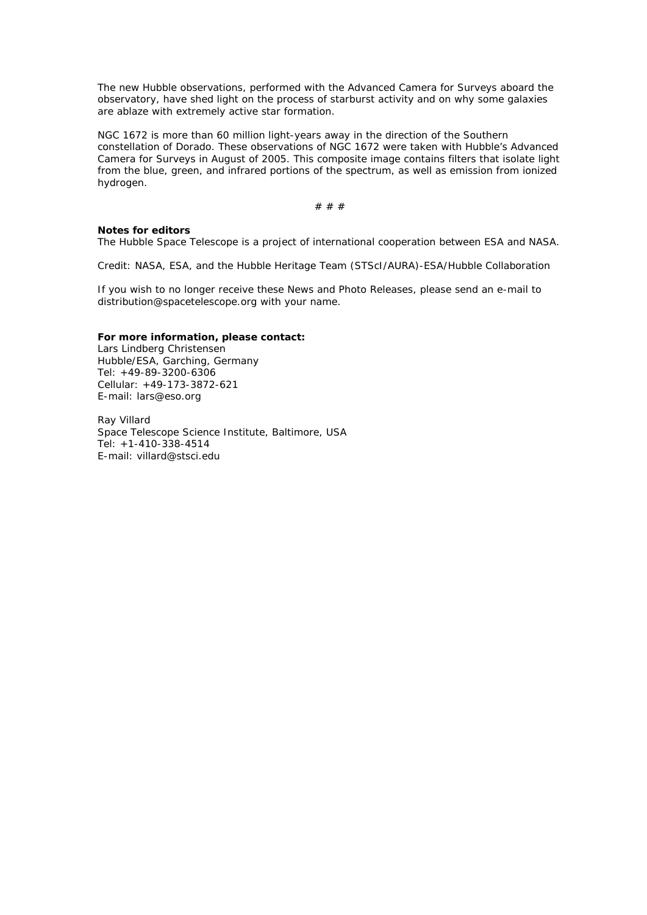The new Hubble observations, performed with the Advanced Camera for Surveys aboard the observatory, have shed light on the process of starburst activity and on why some galaxies are ablaze with extremely active star formation.

NGC 1672 is more than 60 million light-years away in the direction of the Southern constellation of Dorado. These observations of NGC 1672 were taken with Hubble's Advanced Camera for Surveys in August of 2005. This composite image contains filters that isolate light from the blue, green, and infrared portions of the spectrum, as well as emission from ionized hydrogen.

# # #

**Notes for editors**
The Hubble Space Telescope is a project of international cooperation between ESA and NASA.

Credit: NASA, ESA, and the Hubble Heritage Team (STScI/AURA)-ESA/Hubble Collaboration

If you wish to no longer receive these News and Photo Releases, please send an e-mail to distribution@spacetelescope.org with your name.

**For more information, please contact:**
Lars Lindberg Christensen
Hubble/ESA, Garching, Germany
Tel: +49-89-3200-6306
Cellular: +49-173-3872-621
E-mail: lars@eso.org

Ray Villard
Space Telescope Science Institute, Baltimore, USA
Tel: +1-410-338-4514
E-mail: villard@stsci.edu